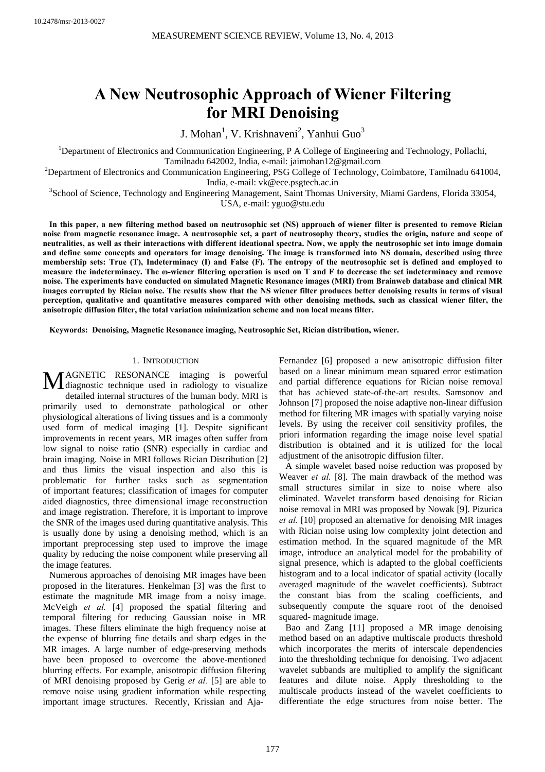10.2478/msr-2013-0027

# A New Neutrosophic Approach of Wiener Filtering for MRI Denoising

J. Mohan[1], V. Krishnaveni[2], Yanhui Guo[3]

[1]Department of Electronics and Communication Engineering, P A College of Engineering and Technology, Pollachi, Tamilnadu 642002, India, e-mail: jaimohan12@gmail.com

[2]Department of Electronics and Communication Engineering, PSG College of Technology, Coimbatore, Tamilnadu 641004, India, e-mail: vk@ece.psgtech.ac.in

[3]School of Science, Technology and Engineering Management, Saint Thomas University, Miami Gardens, Florida 33054, USA, e-mail: yguo@stu.edu

**In this paper, a new filtering method based on neutrosophic set (NS) approach of wiener filter is presented to remove Rician noise from magnetic resonance image. A neutrosophic set, a part of neutrosophy theory, studies the origin, nature and scope of neutralities, as well as their interactions with different ideational spectra. Now, we apply the neutrosophic set into image domain and define some concepts and operators for image denoising. The image is transformed into NS domain, described using three membership sets: True (T), Indeterminacy (I) and False (F). The entropy of the neutrosophic set is defined and employed to measure the indeterminacy. The ω-wiener filtering operation is used on T and F to decrease the set indeterminacy and remove noise. The experiments have conducted on simulated Magnetic Resonance images (MRI) from Brainweb database and clinical MR images corrupted by Rician noise. The results show that the NS wiener filter produces better denoising results in terms of visual perception, qualitative and quantitative measures compared with other denoising methods, such as classical wiener filter, the anisotropic diffusion filter, the total variation minimization scheme and non local means filter.**

**Keywords: Denoising, Magnetic Resonance imaging, Neutrosophic Set, Rician distribution, wiener.**

## 1. Introduction

Magnetic resonance imaging is powerful diagnostic technique used in radiology to visualize detailed internal structures of the human body. MRI is primarily used to demonstrate pathological or other physiological alterations of living tissues and is a commonly used form of medical imaging [1]. Despite significant improvements in recent years, MR images often suffer from low signal to noise ratio (SNR) especially in cardiac and brain imaging. Noise in MRI follows Rician Distribution [2] and thus limits the visual inspection and also this is problematic for further tasks such as segmentation of important features; classification of images for computer aided diagnostics, three dimensional image reconstruction and image registration. Therefore, it is important to improve the SNR of the images used during quantitative analysis. This is usually done by using a denoising method, which is an important preprocessing step used to improve the image quality by reducing the noise component while preserving all the image features.

Numerous approaches of denoising MR images have been proposed in the literatures. Henkelman [3] was the first to estimate the magnitude MR image from a noisy image. McVeigh *et al.* [4] proposed the spatial filtering and temporal filtering for reducing Gaussian noise in MR images. These filters eliminate the high frequency noise at the expense of blurring fine details and sharp edges in the MR images. A large number of edge-preserving methods have been proposed to overcome the above-mentioned blurring effects. For example, anisotropic diffusion filtering of MRI denoising proposed by Gerig *et al.* [5] are able to remove noise using gradient information while respecting important image structures. Recently, Krissian and Aja-Fernandez [6] proposed a new anisotropic diffusion filter based on a linear minimum mean squared error estimation and partial difference equations for Rician noise removal that has achieved state-of-the-art results. Samsonov and Johnson [7] proposed the noise adaptive non-linear diffusion method for filtering MR images with spatially varying noise levels. By using the receiver coil sensitivity profiles, the priori information regarding the image noise level spatial distribution is obtained and it is utilized for the local adjustment of the anisotropic diffusion filter.

A simple wavelet based noise reduction was proposed by Weaver *et al.* [8]. The main drawback of the method was small structures similar in size to noise where also eliminated. Wavelet transform based denoising for Rician noise removal in MRI was proposed by Nowak [9]. Pizurica *et al.* [10] proposed an alternative for denoising MR images with Rician noise using low complexity joint detection and estimation method. In the squared magnitude of the MR image, introduce an analytical model for the probability of signal presence, which is adapted to the global coefficients histogram and to a local indicator of spatial activity (locally averaged magnitude of the wavelet coefficients). Subtract the constant bias from the scaling coefficients, and subsequently compute the square root of the denoised squared- magnitude image.

Bao and Zang [11] proposed a MR image denoising method based on an adaptive multiscale products threshold which incorporates the merits of interscale dependencies into the thresholding technique for denoising. Two adjacent wavelet subbands are multiplied to amplify the significant features and dilute noise. Apply thresholding to the multiscale products instead of the wavelet coefficients to differentiate the edge structures from noise better. The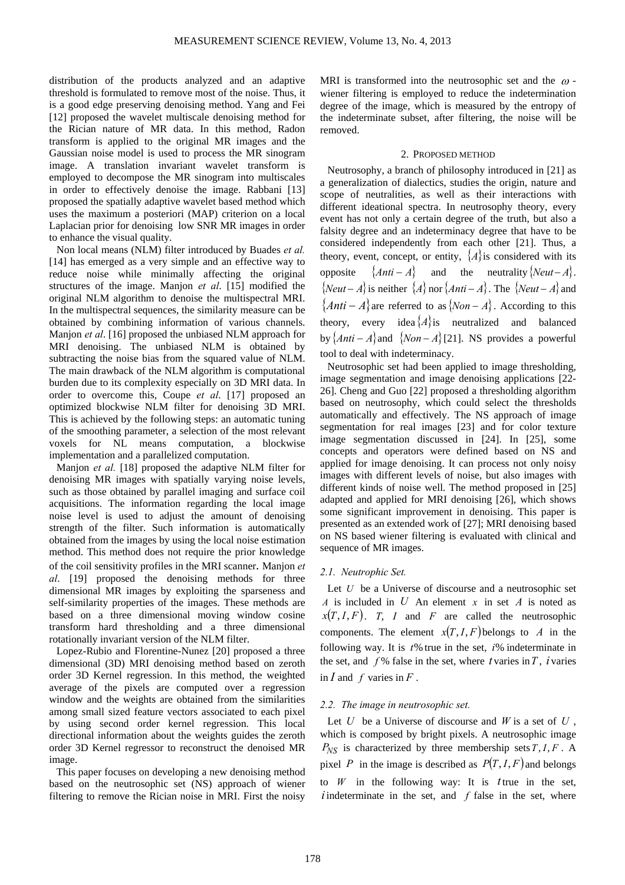distribution of the products analyzed and an adaptive threshold is formulated to remove most of the noise. Thus, it is a good edge preserving denoising method. Yang and Fei [12] proposed the wavelet multiscale denoising method for the Rician nature of MR data. In this method, Radon transform is applied to the original MR images and the Gaussian noise model is used to process the MR sinogram image. A translation invariant wavelet transform is employed to decompose the MR sinogram into multiscales in order to effectively denoise the image. Rabbani [13] proposed the spatially adaptive wavelet based method which uses the maximum a posteriori (MAP) criterion on a local Laplacian prior for denoising low SNR MR images in order to enhance the visual quality.

Non local means (NLM) filter introduced by Buades *et al.* [14] has emerged as a very simple and an effective way to reduce noise while minimally affecting the original structures of the image. Manjon *et al*. [15] modified the original NLM algorithm to denoise the multispectral MRI. In the multispectral sequences, the similarity measure can be obtained by combining information of various channels. Manjon *et al*. [16] proposed the unbiased NLM approach for MRI denoising. The unbiased NLM is obtained by subtracting the noise bias from the squared value of NLM. The main drawback of the NLM algorithm is computational burden due to its complexity especially on 3D MRI data. In order to overcome this, Coupe *et al*. [17] proposed an optimized blockwise NLM filter for denoising 3D MRI. This is achieved by the following steps: an automatic tuning of the smoothing parameter, a selection of the most relevant voxels for NL means computation, a blockwise implementation and a parallelized computation.

Manjon *et al.* [18] proposed the adaptive NLM filter for denoising MR images with spatially varying noise levels, such as those obtained by parallel imaging and surface coil acquisitions. The information regarding the local image noise level is used to adjust the amount of denoising strength of the filter. Such information is automatically obtained from the images by using the local noise estimation method. This method does not require the prior knowledge of the coil sensitivity profiles in the MRI scanner. Manjon *et al*. [19] proposed the denoising methods for three dimensional MR images by exploiting the sparseness and self-similarity properties of the images. These methods are based on a three dimensional moving window cosine transform hard thresholding and a three dimensional rotationally invariant version of the NLM filter.

Lopez-Rubio and Florentine-Nunez [20] proposed a three dimensional (3D) MRI denoising method based on zeroth order 3D Kernel regression. In this method, the weighted average of the pixels are computed over a regression window and the weights are obtained from the similarities among small sized feature vectors associated to each pixel by using second order kernel regression. This local directional information about the weights guides the zeroth order 3D Kernel regressor to reconstruct the denoised MR image.

This paper focuses on developing a new denoising method based on the neutrosophic set (NS) approach of wiener filtering to remove the Rician noise in MRI. First the noisy MRI is transformed into the neutrosophic set and the $\omega$-wiener filtering is employed to reduce the indetermination degree of the image, which is measured by the entropy of the indeterminate subset, after filtering, the noise will be removed.

## 2. Proposed method

Neutrosophy, a branch of philosophy introduced in [21] as a generalization of dialectics, studies the origin, nature and scope of neutralities, as well as their interactions with different ideational spectra. In neutrosophy theory, every event has not only a certain degree of the truth, but also a falsity degree and an indeterminacy degree that have to be considered independently from each other [21]. Thus, a theory, event, concept, or entity, $\{A\}$ is considered with its opposite $\{Anti-A\}$ and the neutrality $\{Neut-A\}$. $\{Neut-A\}$ is neither $\{A\}$ nor $\{Anti-A\}$. The $\{Neut-A\}$ and $\{Anti-A\}$ are referred to as $\{Non-A\}$. According to this theory, every idea $\{A\}$ is neutralized and balanced by $\{Anti-A\}$ and $\{Non-A\}$ [21]. NS provides a powerful tool to deal with indeterminacy.

Neutrosophic set had been applied to image thresholding, image segmentation and image denoising applications [22-26]. Cheng and Guo [22] proposed a thresholding algorithm based on neutrosophy, which could select the thresholds automatically and effectively. The NS approach of image segmentation for real images [23] and for color texture image segmentation discussed in [24]. In [25], some concepts and operators were defined based on NS and applied for image denoising. It can process not only noisy images with different levels of noise, but also images with different kinds of noise well. The method proposed in [25] adapted and applied for MRI denoising [26], which shows some significant improvement in denoising. This paper is presented as an extended work of [27]; MRI denoising based on NS based wiener filtering is evaluated with clinical and sequence of MR images.

### 2.1. Neutrophic Set.

Let $U$ be a Universe of discourse and a neutrosophic set $A$ is included in $U$ An element $x$ in set $A$ is noted as $x(T,I,F)$. $T$, $I$ and $F$ are called the neutrosophic components. The element $x(T,I,F)$ belongs to $A$ in the following way. It is $t$% true in the set, $i$% indeterminate in the set, and $f$% false in the set, where $t$ varies in $T$, $i$ varies in $I$ and $f$ varies in $F$.

### 2.2. The image in neutrosophic set.

Let $U$ be a Universe of discourse and $W$ is a set of $U$, which is composed by bright pixels. A neutrosophic image $P_{NS}$ is characterized by three membership sets $T, I, F$. A pixel $P$ in the image is described as $P(T,I,F)$ and belongs to $W$ in the following way: It is $t$ true in the set, $i$ indeterminate in the set, and $f$ false in the set, where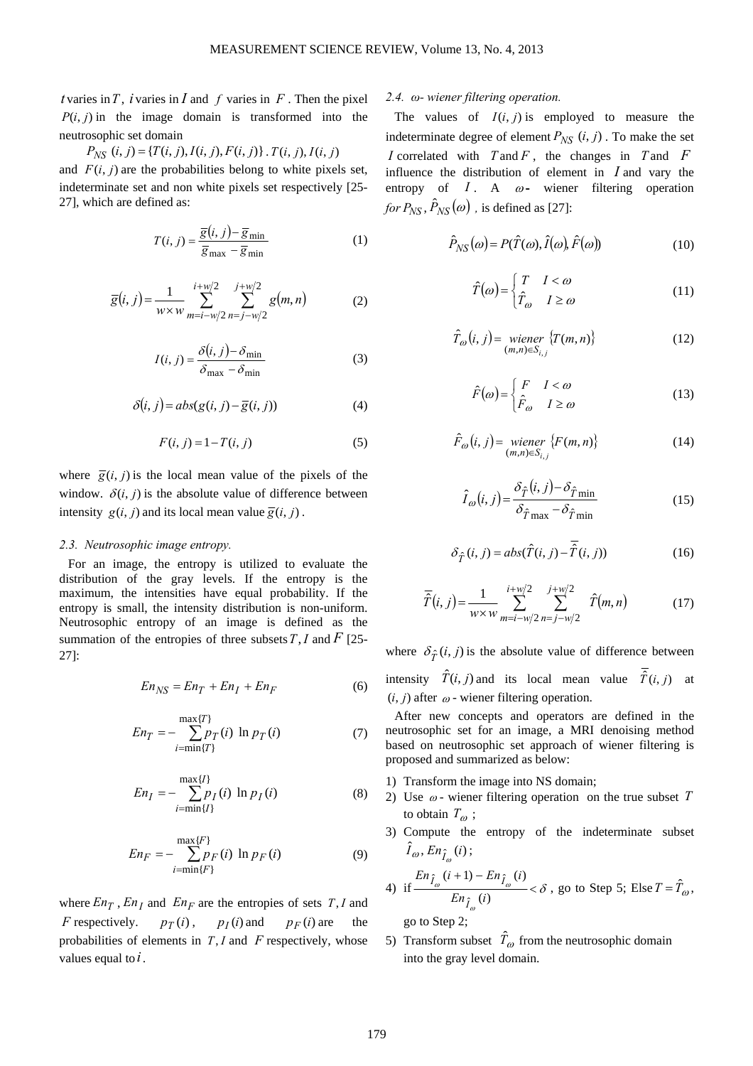$t$ varies in $T$, $i$ varies in $I$ and $f$ varies in $F$. Then the pixel $P(i,j)$ in the image domain is transformed into the neutrosophic set domain

$P_{NS}(i,j) = \{T(i,j), I(i,j), F(i,j)\}$. $T(i,j), I(i,j)$ and $F(i,j)$ are the probabilities belong to white pixels set, indeterminate set and non white pixels set respectively [25-27], which are defined as:

$$T(i,j) = \frac{\overline{g}(i,j) - \overline{g}_{\min}}{\overline{g}_{\max} - \overline{g}_{\min}} \tag{1}$$

$$\overline{g}(i,j) = \frac{1}{w \times w} \sum_{m=i-w/2}^{i+w/2} \sum_{n=j-w/2}^{j+w/2} g(m,n) \tag{2}$$

$$I(i,j) = \frac{\delta(i,j) - \delta_{\min}}{\delta_{\max} - \delta_{\min}} \tag{3}$$

$$\delta(i,j) = abs(g(i,j) - \overline{g}(i,j)) \tag{4}$$

$$F(i,j) = 1 - T(i,j) \tag{5}$$

where $\overline{g}(i,j)$ is the local mean value of the pixels of the window. $\delta(i,j)$ is the absolute value of difference between intensity $g(i,j)$ and its local mean value $\overline{g}(i,j)$.

### *2.3. Neutrosophic image entropy.*

For an image, the entropy is utilized to evaluate the distribution of the gray levels. If the entropy is the maximum, the intensities have equal probability. If the entropy is small, the intensity distribution is non-uniform. Neutrosophic entropy of an image is defined as the summation of the entropies of three subsets $T, I$ and $F$ [25-27]:

$$En_{NS} = En_T + En_I + En_F \tag{6}$$

$$En_T = -\sum_{i=\min\{T\}}^{\max\{T\}} p_T(i) \ln p_T(i) \tag{7}$$

$$En_I = -\sum_{i=\min\{I\}}^{\max\{I\}} p_I(i) \ln p_I(i) \tag{8}$$

$$En_F = -\sum_{i=\min\{F\}}^{\max\{F\}} p_F(i) \ln p_F(i) \tag{9}$$

where $En_T$, $En_I$ and $En_F$ are the entropies of sets $T, I$ and $F$ respectively. $p_T(i)$, $p_I(i)$ and $p_F(i)$ are the probabilities of elements in $T, I$ and $F$ respectively, whose values equal to $i$.

### *2.4. ω- wiener filtering operation.*

The values of $I(i,j)$ is employed to measure the indeterminate degree of element $P_{NS}(i,j)$. To make the set $I$ correlated with $T$ and $F$, the changes in $T$ and $F$ influence the distribution of element in $I$ and vary the entropy of $I$. A $\omega$- wiener filtering operation *for* $P_{NS}$, $\hat{P}_{NS}(\omega)$, is defined as [27]:

$$\hat{P}_{NS}(\omega) = P(\hat{T}(\omega), \hat{I}(\omega), \hat{F}(\omega)) \tag{10}$$

$$\hat{T}(\omega) = \begin{cases} T & I < \omega \\ \hat{T}_\omega & I \geq \omega \end{cases} \tag{11}$$

$$\hat{T}_\omega(i,j) = \underset{(m,n) \in S_{i,j}}{wiener} \{T(m,n)\} \tag{12}$$

$$\hat{F}(\omega) = \begin{cases} F & I < \omega \\ \hat{F}_\omega & I \geq \omega \end{cases} \tag{13}$$

$$\hat{F}_\omega(i,j) = \underset{(m,n) \in S_{i,j}}{wiener} \{F(m,n)\} \tag{14}$$

$$\hat{I}_\omega(i,j) = \frac{\delta_{\hat{T}}(i,j) - \delta_{\hat{T}\min}}{\delta_{\hat{T}\max} - \delta_{\hat{T}\min}} \tag{15}$$

$$\delta_{\hat{T}}(i,j) = abs(\hat{T}(i,j) - \overline{\hat{T}}(i,j)) \tag{16}$$

$$\overline{\hat{T}}(i,j) = \frac{1}{w \times w} \sum_{m=i-w/2}^{i+w/2} \sum_{n=j-w/2}^{j+w/2} \hat{T}(m,n) \tag{17}$$

where $\delta_{\hat{T}}(i,j)$ is the absolute value of difference between intensity $\hat{T}(i,j)$ and its local mean value $\overline{\hat{T}}(i,j)$ at $(i,j)$ after $\omega$- wiener filtering operation.

After new concepts and operators are defined in the neutrosophic set for an image, a MRI denoising method based on neutrosophic set approach of wiener filtering is proposed and summarized as below:

1) Transform the image into NS domain;
2) Use $\omega$- wiener filtering operation on the true subset $T$ to obtain $T_\omega$;
3) Compute the entropy of the indeterminate subset $\hat{I}_\omega$, $En_{\hat{I}_\omega}(i)$;
4) if $\frac{En_{\hat{I}_\omega}(i+1) - En_{\hat{I}_\omega}(i)}{En_{\hat{I}_\omega}(i)} < \delta$, go to Step 5; Else $T = \hat{T}_\omega$, go to Step 2;
5) Transform subset $\hat{T}_\omega$ from the neutrosophic domain into the gray level domain.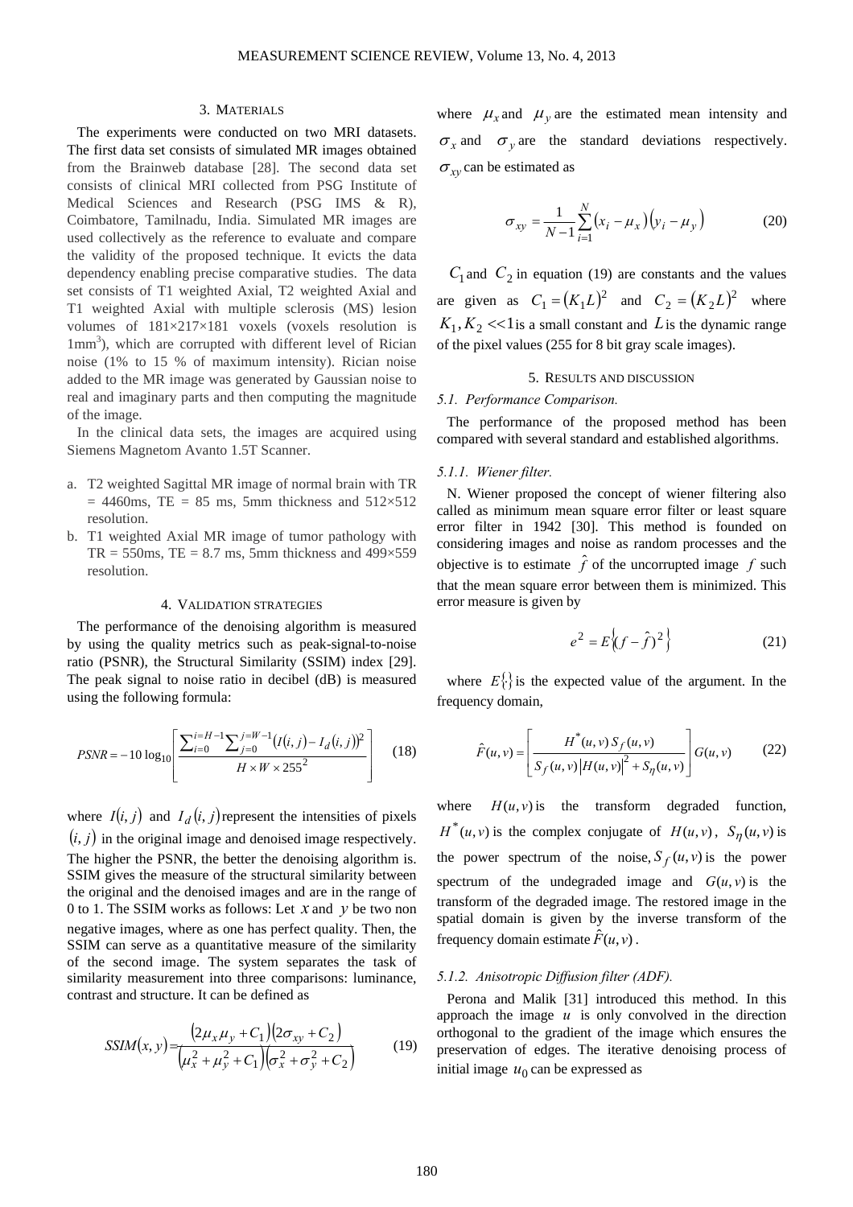## 3. MATERIALS

The experiments were conducted on two MRI datasets. The first data set consists of simulated MR images obtained from the Brainweb database [28]. The second data set consists of clinical MRI collected from PSG Institute of Medical Sciences and Research (PSG IMS & R), Coimbatore, Tamilnadu, India. Simulated MR images are used collectively as the reference to evaluate and compare the validity of the proposed technique. It evicts the data dependency enabling precise comparative studies. The data set consists of T1 weighted Axial, T2 weighted Axial and T1 weighted Axial with multiple sclerosis (MS) lesion volumes of 181×217×181 voxels (voxels resolution is $1mm^3$), which are corrupted with different level of Rician noise (1% to 15 % of maximum intensity). Rician noise added to the MR image was generated by Gaussian noise to real and imaginary parts and then computing the magnitude of the image.

In the clinical data sets, the images are acquired using Siemens Magnetom Avanto 1.5T Scanner.

a. T2 weighted Sagittal MR image of normal brain with TR = 4460ms, TE = 85 ms, 5mm thickness and 512×512 resolution.
b. T1 weighted Axial MR image of tumor pathology with TR = 550ms, TE = 8.7 ms, 5mm thickness and 499×559 resolution.

## 4. VALIDATION STRATEGIES

The performance of the denoising algorithm is measured by using the quality metrics such as peak-signal-to-noise ratio (PSNR), the Structural Similarity (SSIM) index [29]. The peak signal to noise ratio in decibel (dB) is measured using the following formula:

$$PSNR = -10\log_{10}\left[\frac{\sum_{i=0}^{i=H-1}\sum_{j=0}^{j=W-1}\left(I(i,j)-I_d(i,j)\right)^2}{H\times W\times 255^2}\right] \tag{18}$$

where $I(i,j)$ and $I_d(i,j)$ represent the intensities of pixels $(i,j)$ in the original image and denoised image respectively. The higher the PSNR, the better the denoising algorithm is. SSIM gives the measure of the structural similarity between the original and the denoised images and are in the range of 0 to 1. The SSIM works as follows: Let $x$ and $y$ be two non negative images, where as one has perfect quality. Then, the SSIM can serve as a quantitative measure of the similarity of the second image. The system separates the task of similarity measurement into three comparisons: luminance, contrast and structure. It can be defined as

$$SSIM(x,y)=\frac{\left(2\mu_x\mu_y+C_1\right)\left(2\sigma_{xy}+C_2\right)}{\left(\mu_x^2+\mu_y^2+C_1\right)\left(\sigma_x^2+\sigma_y^2+C_2\right)} \tag{19}$$

where $\mu_x$ and $\mu_y$ are the estimated mean intensity and $\sigma_x$ and $\sigma_y$ are the standard deviations respectively. $\sigma_{xy}$ can be estimated as

$$\sigma_{xy}=\frac{1}{N-1}\sum_{i=1}^{N}\left(x_i-\mu_x\right)\left(y_i-\mu_y\right) \tag{20}$$

$C_1$ and $C_2$ in equation (19) are constants and the values are given as $C_1=\left(K_1L\right)^2$ and $C_2=\left(K_2L\right)^2$ where $K_1, K_2 << 1$ is a small constant and $L$ is the dynamic range of the pixel values (255 for 8 bit gray scale images).

## 5. RESULTS AND DISCUSSION

### 5.1. *Performance Comparison.*

The performance of the proposed method has been compared with several standard and established algorithms.

#### 5.1.1. *Wiener filter.*

N. Wiener proposed the concept of wiener filtering also called as minimum mean square error filter or least square error filter in 1942 [30]. This method is founded on considering images and noise as random processes and the objective is to estimate $\hat{f}$ of the uncorrupted image $f$ such that the mean square error between them is minimized. This error measure is given by

$$e^2 = E\left\{(f-\hat{f})^2\right\} \tag{21}$$

where $E\{\cdot\}$ is the expected value of the argument. In the frequency domain,

$$\hat{F}(u,v)=\left[\frac{H^*(u,v)\,S_f(u,v)}{S_f(u,v)\left|H(u,v)\right|^2+S_\eta(u,v)}\right]G(u,v) \tag{22}$$

where $H(u,v)$ is the transform degraded function, $H^*(u,v)$ is the complex conjugate of $H(u,v)$, $S_\eta(u,v)$ is the power spectrum of the noise, $S_f(u,v)$ is the power spectrum of the undegraded image and $G(u,v)$ is the transform of the degraded image. The restored image in the spatial domain is given by the inverse transform of the frequency domain estimate $\hat{F}(u,v)$.

#### 5.1.2. *Anisotropic Diffusion filter (ADF).*

Perona and Malik [31] introduced this method. In this approach the image $u$ is only convolved in the direction orthogonal to the gradient of the image which ensures the preservation of edges. The iterative denoising process of initial image $u_0$ can be expressed as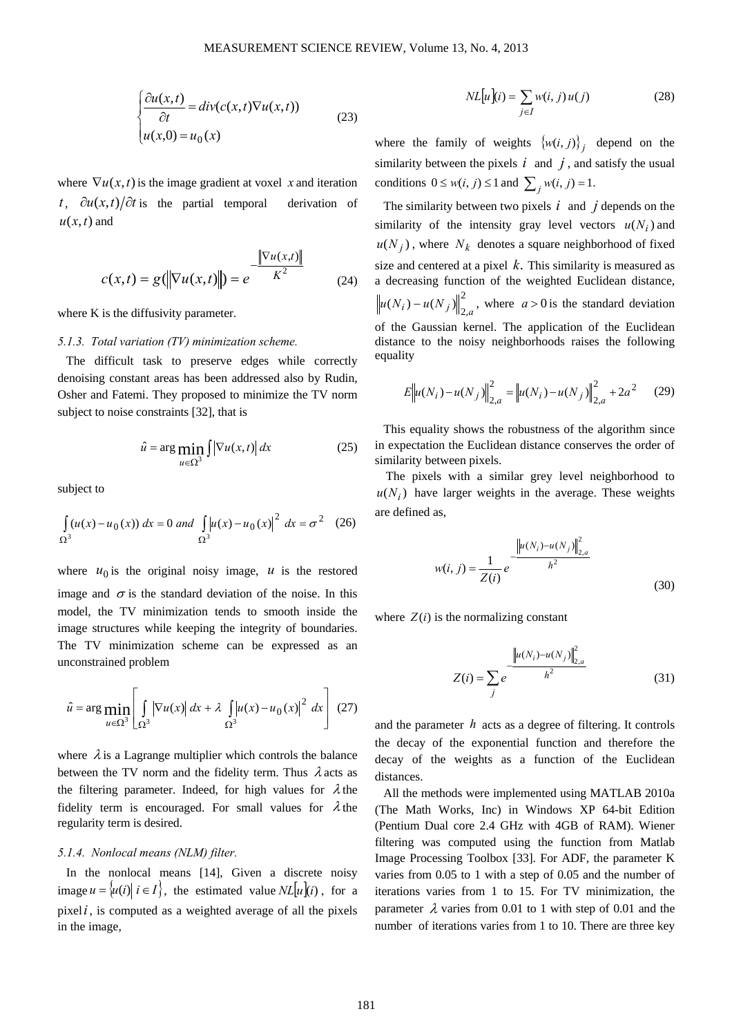$$
\begin{cases} \dfrac{\partial u(x,t)}{\partial t} = div(c(x,t)\nabla u(x,t)) \\ u(x,0) = u_0(x) \end{cases} \tag{23}
$$

where $\nabla u(x,t)$ is the image gradient at voxel $x$ and iteration $t$, $\partial u(x,t)/\partial t$ is the partial temporal derivation of $u(x,t)$ and

$$
c(x,t) = g(\|\nabla u(x,t)\|) = e^{-\frac{\|\nabla u(x,t)\|}{K^2}} \tag{24}
$$

where K is the diffusivity parameter.

*5.1.3. Total variation (TV) minimization scheme.*

The difficult task to preserve edges while correctly denoising constant areas has been addressed also by Rudin, Osher and Fatemi. They proposed to minimize the TV norm subject to noise constraints [32], that is

$$
\hat{u} = \arg\min_{u \in \Omega^3} \int |\nabla u(x,t)|\, dx \tag{25}
$$

subject to

$$
\int_{\Omega^3} (u(x) - u_0(x))\, dx = 0 \text{ and } \int_{\Omega^3} |u(x) - u_0(x)|^2\, dx = \sigma^2 \tag{26}
$$

where $u_0$ is the original noisy image, $u$ is the restored image and $\sigma$ is the standard deviation of the noise. In this model, the TV minimization tends to smooth inside the image structures while keeping the integrity of boundaries. The TV minimization scheme can be expressed as an unconstrained problem

$$
\hat{u} = \arg\min_{u \in \Omega^3} \left[ \int_{\Omega^3} |\nabla u(x)|\, dx + \lambda \int_{\Omega^3} |u(x) - u_0(x)|^2\, dx \right] \tag{27}
$$

where $\lambda$ is a Lagrange multiplier which controls the balance between the TV norm and the fidelity term. Thus $\lambda$ acts as the filtering parameter. Indeed, for high values for $\lambda$ the fidelity term is encouraged. For small values for $\lambda$ the regularity term is desired.

*5.1.4. Nonlocal means (NLM) filter.*

In the nonlocal means [14], Given a discrete noisy image $u = \{u(i) \mid i \in I\}$, the estimated value $NL[u](i)$, for a pixel $i$, is computed as a weighted average of all the pixels in the image,

$$
NL[u](i) = \sum_{j \in I} w(i,j)\, u(j) \tag{28}
$$

where the family of weights $\{w(i,j)\}_j$ depend on the similarity between the pixels $i$ and $j$, and satisfy the usual conditions $0 \le w(i,j) \le 1$ and $\sum_j w(i,j) = 1$.

The similarity between two pixels $i$ and $j$ depends on the similarity of the intensity gray level vectors $u(N_i)$ and $u(N_j)$, where $N_k$ denotes a square neighborhood of fixed size and centered at a pixel $k$. This similarity is measured as a decreasing function of the weighted Euclidean distance, $\|u(N_i) - u(N_j)\|_{2,a}^2$, where $a > 0$ is the standard deviation of the Gaussian kernel. The application of the Euclidean distance to the noisy neighborhoods raises the following equality

$$
E\|u(N_i) - u(N_j)\|_{2,a}^2 = \|u(N_i) - u(N_j)\|_{2,a}^2 + 2a^2 \tag{29}
$$

This equality shows the robustness of the algorithm since in expectation the Euclidean distance conserves the order of similarity between pixels.

The pixels with a similar grey level neighborhood to $u(N_i)$ have larger weights in the average. These weights are defined as,

$$
w(i,j) = \frac{1}{Z(i)} e^{-\frac{\|u(N_i) - u(N_j)\|_{2,a}^2}{h^2}} \tag{30}
$$

where $Z(i)$ is the normalizing constant

$$
Z(i) = \sum_j e^{-\frac{\|u(N_i) - u(N_j)\|_{2,a}^2}{h^2}} \tag{31}
$$

and the parameter $h$ acts as a degree of filtering. It controls the decay of the exponential function and therefore the decay of the weights as a function of the Euclidean distances.

All the methods were implemented using MATLAB 2010a (The Math Works, Inc) in Windows XP 64-bit Edition (Pentium Dual core 2.4 GHz with 4GB of RAM). Wiener filtering was computed using the function from Matlab Image Processing Toolbox [33]. For ADF, the parameter K varies from 0.05 to 1 with a step of 0.05 and the number of iterations varies from 1 to 15. For TV minimization, the parameter $\lambda$ varies from 0.01 to 1 with step of 0.01 and the number of iterations varies from 1 to 10. There are three key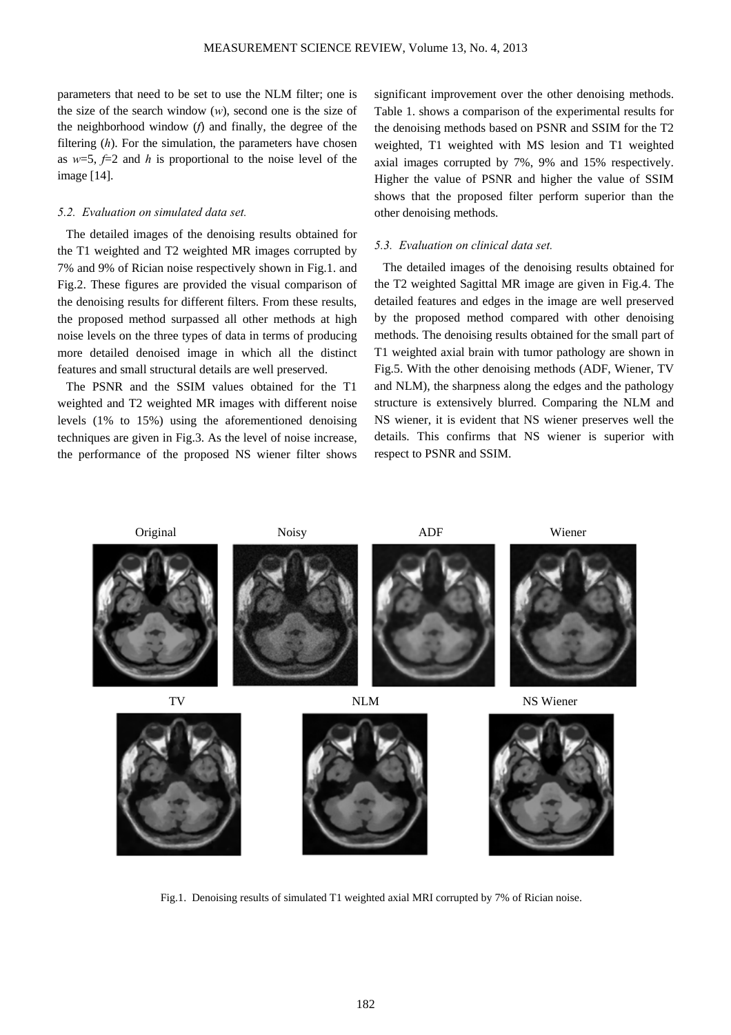parameters that need to be set to use the NLM filter; one is the size of the search window ($w$), second one is the size of the neighborhood window ($f$) and finally, the degree of the filtering ($h$). For the simulation, the parameters have chosen as $w$=5, $f$=2 and $h$ is proportional to the noise level of the image [14].

### *5.2. Evaluation on simulated data set.*

The detailed images of the denoising results obtained for the T1 weighted and T2 weighted MR images corrupted by 7% and 9% of Rician noise respectively shown in Fig.1. and Fig.2. These figures are provided the visual comparison of the denoising results for different filters. From these results, the proposed method surpassed all other methods at high noise levels on the three types of data in terms of producing more detailed denoised image in which all the distinct features and small structural details are well preserved.

The PSNR and the SSIM values obtained for the T1 weighted and T2 weighted MR images with different noise levels (1% to 15%) using the aforementioned denoising techniques are given in Fig.3. As the level of noise increase, the performance of the proposed NS wiener filter shows significant improvement over the other denoising methods. Table 1. shows a comparison of the experimental results for the denoising methods based on PSNR and SSIM for the T2 weighted, T1 weighted with MS lesion and T1 weighted axial images corrupted by 7%, 9% and 15% respectively. Higher the value of PSNR and higher the value of SSIM shows that the proposed filter perform superior than the other denoising methods.

### *5.3. Evaluation on clinical data set.*

The detailed images of the denoising results obtained for the T2 weighted Sagittal MR image are given in Fig.4. The detailed features and edges in the image are well preserved by the proposed method compared with other denoising methods. The denoising results obtained for the small part of T1 weighted axial brain with tumor pathology are shown in Fig.5. With the other denoising methods (ADF, Wiener, TV and NLM), the sharpness along the edges and the pathology structure is extensively blurred. Comparing the NLM and NS wiener, it is evident that NS wiener preserves well the details. This confirms that NS wiener is superior with respect to PSNR and SSIM.

Original | Noisy | ADF | Wiener

TV | NLM | NS Wiener

Fig.1. Denoising results of simulated T1 weighted axial MRI corrupted by 7% of Rician noise.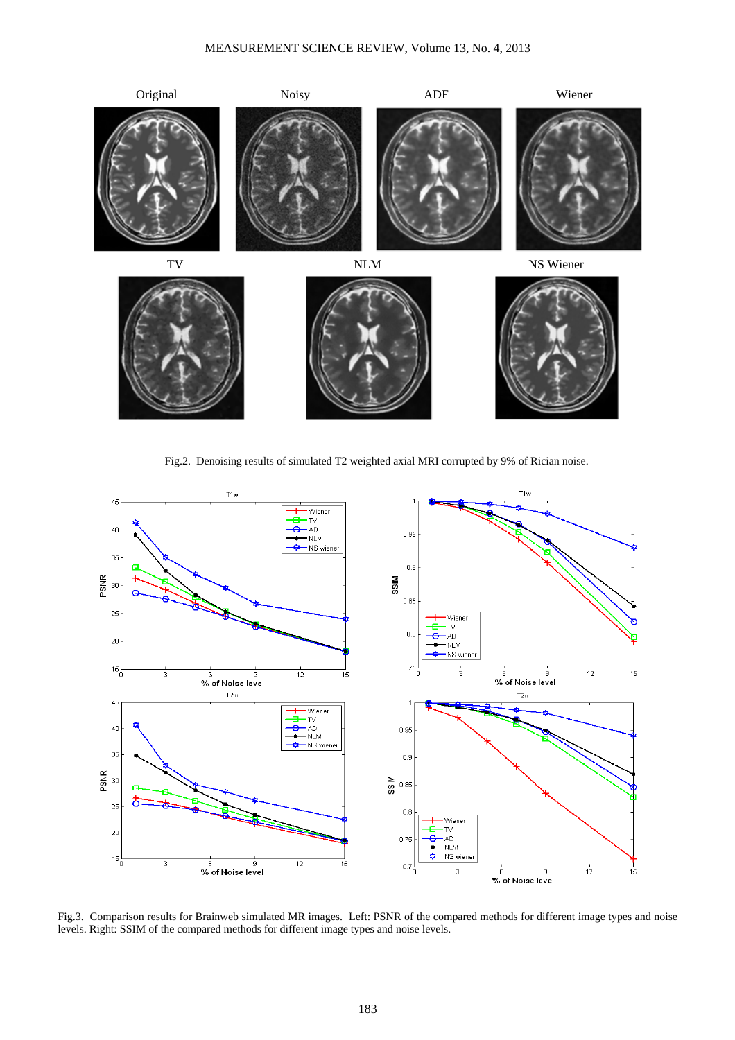Fig.2. Denoising results of simulated T2 weighted axial MRI corrupted by 9% of Rician noise.

Fig.3. Comparison results for Brainweb simulated MR images. Left: PSNR of the compared methods for different image types and noise levels. Right: SSIM of the compared methods for different image types and noise levels.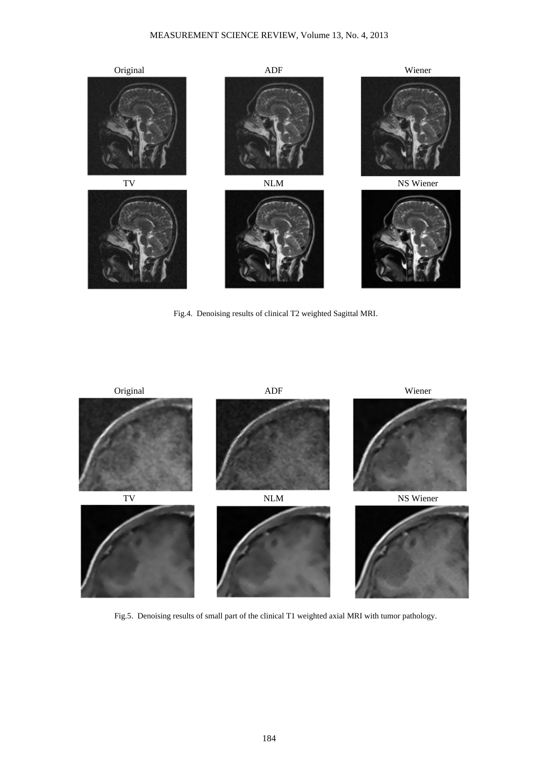Original ADF Wiener

TV NLM NS Wiener

Fig.4. Denoising results of clinical T2 weighted Sagittal MRI.

Original ADF Wiener

TV NLM NS Wiener

Fig.5. Denoising results of small part of the clinical T1 weighted axial MRI with tumor pathology.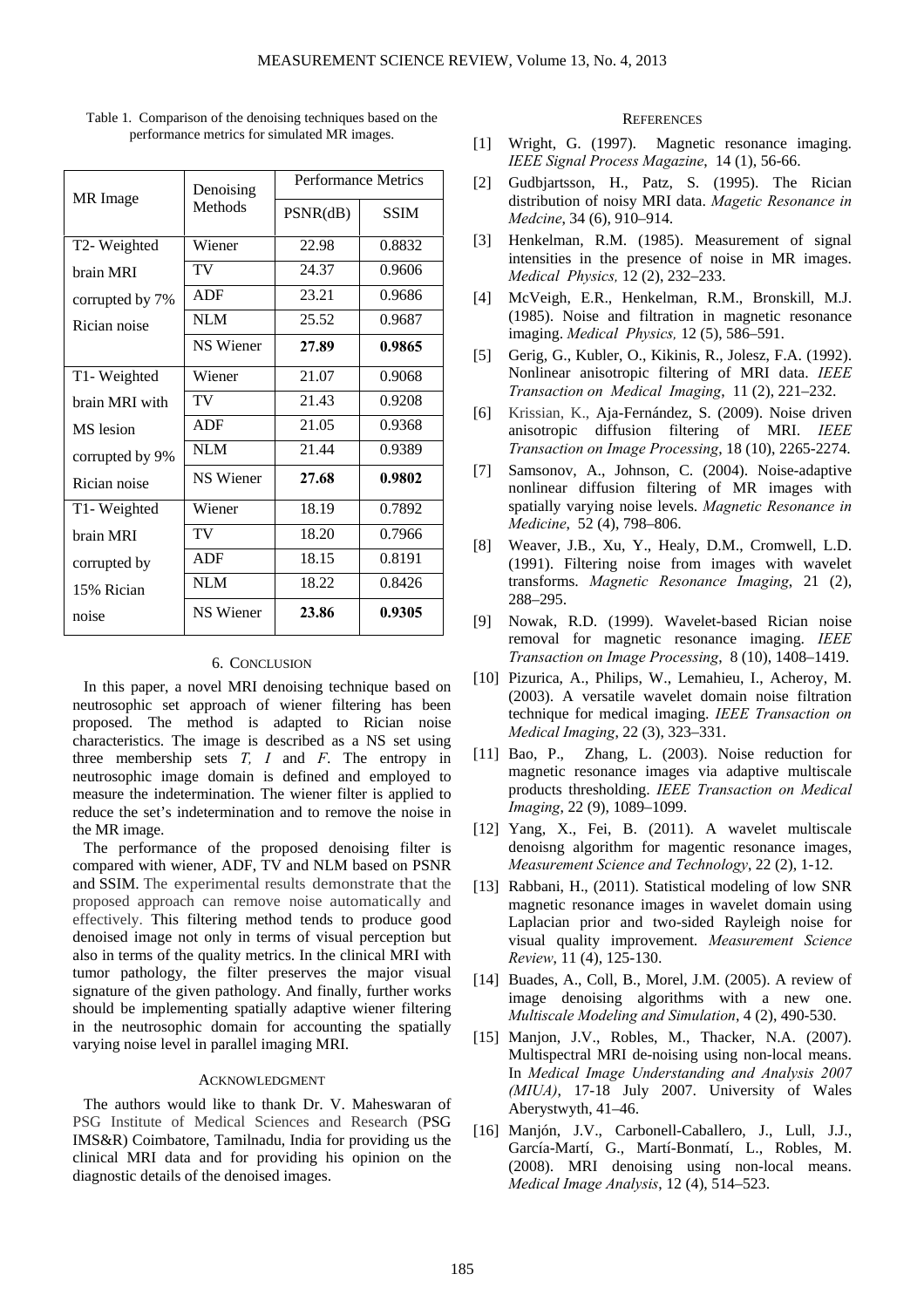Table 1. Comparison of the denoising techniques based on the performance metrics for simulated MR images.

| MR Image | Denoising Methods | Performance Metrics | |
|---|---|---|---|
| | | PSNR(dB) | SSIM |
| T2- Weighted brain MRI corrupted by 7% Rician noise | Wiener | 22.98 | 0.8832 |
| | TV | 24.37 | 0.9606 |
| | ADF | 23.21 | 0.9686 |
| | NLM | 25.52 | 0.9687 |
| | NS Wiener | **27.89** | **0.9865** |
| T1- Weighted brain MRI with MS lesion corrupted by 9% Rician noise | Wiener | 21.07 | 0.9068 |
| | TV | 21.43 | 0.9208 |
| | ADF | 21.05 | 0.9368 |
| | NLM | 21.44 | 0.9389 |
| | NS Wiener | **27.68** | **0.9802** |
| T1- Weighted brain MRI corrupted by 15% Rician noise | Wiener | 18.19 | 0.7892 |
| | TV | 18.20 | 0.7966 |
| | ADF | 18.15 | 0.8191 |
| | NLM | 18.22 | 0.8426 |
| | NS Wiener | **23.86** | **0.9305** |

## 6. CONCLUSION

In this paper, a novel MRI denoising technique based on neutrosophic set approach of wiener filtering has been proposed. The method is adapted to Rician noise characteristics. The image is described as a NS set using three membership sets *T, I* and *F*. The entropy in neutrosophic image domain is defined and employed to measure the indetermination. The wiener filter is applied to reduce the set's indetermination and to remove the noise in the MR image.

The performance of the proposed denoising filter is compared with wiener, ADF, TV and NLM based on PSNR and SSIM. The experimental results demonstrate that the proposed approach can remove noise automatically and effectively. This filtering method tends to produce good denoised image not only in terms of visual perception but also in terms of the quality metrics. In the clinical MRI with tumor pathology, the filter preserves the major visual signature of the given pathology. And finally, further works should be implementing spatially adaptive wiener filtering in the neutrosophic domain for accounting the spatially varying noise level in parallel imaging MRI.

## ACKNOWLEDGMENT

The authors would like to thank Dr. V. Maheswaran of PSG Institute of Medical Sciences and Research (PSG IMS&R) Coimbatore, Tamilnadu, India for providing us the clinical MRI data and for providing his opinion on the diagnostic details of the denoised images.

## REFERENCES

[1] Wright, G. (1997). Magnetic resonance imaging. *IEEE Signal Process Magazine*, 14 (1), 56-66.

[2] Gudbjartsson, H., Patz, S. (1995). The Rician distribution of noisy MRI data. *Magetic Resonance in Medcine*, 34 (6), 910–914.

[3] Henkelman, R.M. (1985). Measurement of signal intensities in the presence of noise in MR images. *Medical Physics,* 12 (2), 232–233.

[4] McVeigh, E.R., Henkelman, R.M., Bronskill, M.J. (1985). Noise and filtration in magnetic resonance imaging. *Medical Physics,* 12 (5), 586–591.

[5] Gerig, G., Kubler, O., Kikinis, R., Jolesz, F.A. (1992). Nonlinear anisotropic filtering of MRI data. *IEEE Transaction on Medical Imaging*, 11 (2), 221–232.

[6] Krissian, K., Aja-Fernández, S. (2009). Noise driven anisotropic diffusion filtering of MRI. *IEEE Transaction on Image Processing*, 18 (10), 2265-2274.

[7] Samsonov, A., Johnson, C. (2004). Noise-adaptive nonlinear diffusion filtering of MR images with spatially varying noise levels. *Magnetic Resonance in Medicine*, 52 (4), 798–806.

[8] Weaver, J.B., Xu, Y., Healy, D.M., Cromwell, L.D. (1991). Filtering noise from images with wavelet transforms. *Magnetic Resonance Imaging*, 21 (2), 288–295.

[9] Nowak, R.D. (1999). Wavelet-based Rician noise removal for magnetic resonance imaging. *IEEE Transaction on Image Processing,* 8 (10), 1408–1419.

[10] Pizurica, A., Philips, W., Lemahieu, I., Acheroy, M. (2003). A versatile wavelet domain noise filtration technique for medical imaging. *IEEE Transaction on Medical Imaging*, 22 (3), 323–331.

[11] Bao, P., Zhang, L. (2003). Noise reduction for magnetic resonance images via adaptive multiscale products thresholding. *IEEE Transaction on Medical Imaging*, 22 (9), 1089–1099.

[12] Yang, X., Fei, B. (2011). A wavelet multiscale denoisng algorithm for magentic resonance images, *Measurement Science and Technology*, 22 (2), 1-12.

[13] Rabbani, H., (2011). Statistical modeling of low SNR magnetic resonance images in wavelet domain using Laplacian prior and two-sided Rayleigh noise for visual quality improvement. *Measurement Science Review*, 11 (4), 125-130.

[14] Buades, A., Coll, B., Morel, J.M. (2005). A review of image denoising algorithms with a new one. *Multiscale Modeling and Simulation*, 4 (2), 490-530.

[15] Manjon, J.V., Robles, M., Thacker, N.A. (2007). Multispectral MRI de-noising using non-local means. In *Medical Image Understanding and Analysis 2007 (MIUA)*, 17-18 July 2007. University of Wales Aberystwyth, 41–46.

[16] Manjón, J.V., Carbonell-Caballero, J., Lull, J.J., García-Martí, G., Martí-Bonmatí, L., Robles, M. (2008). MRI denoising using non-local means. *Medical Image Analysis*, 12 (4), 514–523.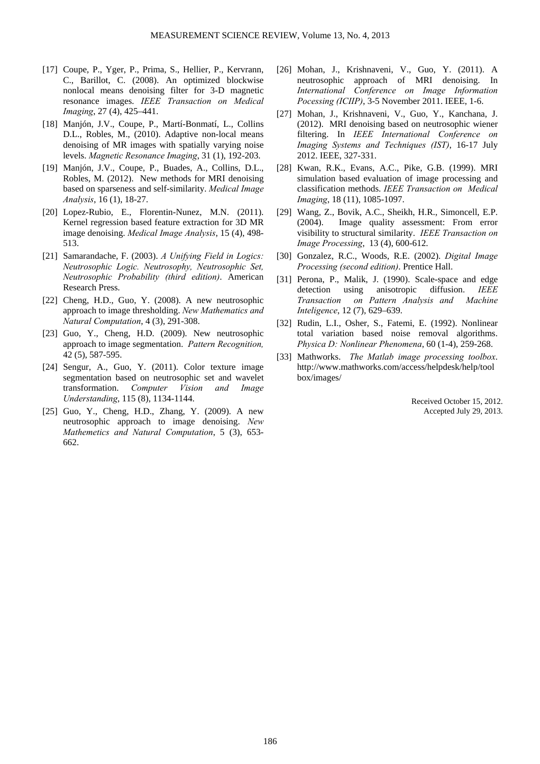[17] Coupe, P., Yger, P., Prima, S., Hellier, P., Kervrann, C., Barillot, C. (2008). An optimized blockwise nonlocal means denoising filter for 3-D magnetic resonance images. *IEEE Transaction on Medical Imaging*, 27 (4), 425–441.

[18] Manjón, J.V., Coupe, P., Martí-Bonmatí, L., Collins D.L., Robles, M., (2010). Adaptive non-local means denoising of MR images with spatially varying noise levels. *Magnetic Resonance Imaging*, 31 (1), 192-203.

[19] Manjón, J.V., Coupe, P., Buades, A., Collins, D.L., Robles, M. (2012). New methods for MRI denoising based on sparseness and self-similarity. *Medical Image Analysis*, 16 (1), 18-27.

[20] Lopez-Rubio, E., Florentin-Nunez, M.N. (2011). Kernel regression based feature extraction for 3D MR image denoising. *Medical Image Analysis*, 15 (4), 498-513.

[21] Samarandache, F. (2003). *A Unifying Field in Logics: Neutrosophic Logic. Neutrosophy, Neutrosophic Set, Neutrosophic Probability (third edition)*. American Research Press.

[22] Cheng, H.D., Guo, Y. (2008). A new neutrosophic approach to image thresholding. *New Mathematics and Natural Computation*, 4 (3), 291-308.

[23] Guo, Y., Cheng, H.D. (2009). New neutrosophic approach to image segmentation. *Pattern Recognition*, 42 (5), 587-595.

[24] Sengur, A., Guo, Y. (2011). Color texture image segmentation based on neutrosophic set and wavelet transformation. *Computer Vision and Image Understanding*, 115 (8), 1134-1144.

[25] Guo, Y., Cheng, H.D., Zhang, Y. (2009). A new neutrosophic approach to image denoising. *New Mathemetics and Natural Computation*, 5 (3), 653-662.

[26] Mohan, J., Krishnaveni, V., Guo, Y. (2011). A neutrosophic approach of MRI denoising. In *International Conference on Image Information Pocessing (ICIIP)*, 3-5 November 2011. IEEE, 1-6.

[27] Mohan, J., Krishnaveni, V., Guo, Y., Kanchana, J. (2012). MRI denoising based on neutrosophic wiener filtering. In *IEEE International Conference on Imaging Systems and Techniques (IST)*, 16-17 July 2012. IEEE, 327-331.

[28] Kwan, R.K., Evans, A.C., Pike, G.B. (1999). MRI simulation based evaluation of image processing and classification methods. *IEEE Transaction on Medical Imaging*, 18 (11), 1085-1097.

[29] Wang, Z., Bovik, A.C., Sheikh, H.R., Simoncell, E.P. (2004). Image quality assessment: From error visibility to structural similarity. *IEEE Transaction on Image Processing*, 13 (4), 600-612.

[30] Gonzalez, R.C., Woods, R.E. (2002). *Digital Image Processing (second edition)*. Prentice Hall.

[31] Perona, P., Malik, J. (1990). Scale-space and edge detection using anisotropic diffusion. *IEEE Transaction on Pattern Analysis and Machine Inteligence*, 12 (7), 629–639.

[32] Rudin, L.I., Osher, S., Fatemi, E. (1992). Nonlinear total variation based noise removal algorithms. *Physica D: Nonlinear Phenomena*, 60 (1-4), 259-268.

[33] Mathworks. *The Matlab image processing toolbox*. http://www.mathworks.com/access/helpdesk/help/toolbox/images/

Received October 15, 2012.
Accepted July 29, 2013.